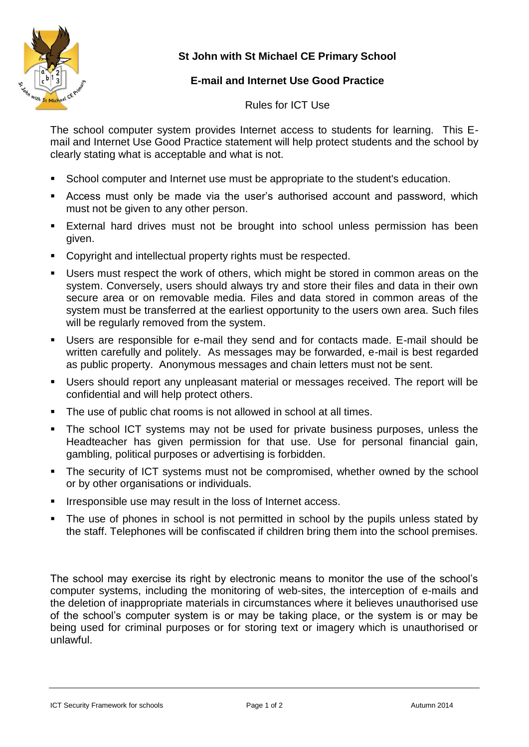# St John with St Michael CE Primary School

## E-mail and Internet Use Good Practice

Rules for ICT Use

The school computer system provides Internet access to students for learning. This E-mail and Internet Use Good Practice statement will help protect students and the school by clearly stating what is acceptable and what is not.

- School computer and Internet use must be appropriate to the student's education.
- Access must only be made via the user's authorised account and password, which must not be given to any other person.
- External hard drives must not be brought into school unless permission has been given.
- Copyright and intellectual property rights must be respected.
- Users must respect the work of others, which might be stored in common areas on the system. Conversely, users should always try and store their files and data in their own secure area or on removable media. Files and data stored in common areas of the system must be transferred at the earliest opportunity to the users own area. Such files will be regularly removed from the system.
- Users are responsible for e-mail they send and for contacts made. E-mail should be written carefully and politely. As messages may be forwarded, e-mail is best regarded as public property. Anonymous messages and chain letters must not be sent.
- Users should report any unpleasant material or messages received. The report will be confidential and will help protect others.
- The use of public chat rooms is not allowed in school at all times.
- The school ICT systems may not be used for private business purposes, unless the Headteacher has given permission for that use. Use for personal financial gain, gambling, political purposes or advertising is forbidden.
- The security of ICT systems must not be compromised, whether owned by the school or by other organisations or individuals.
- Irresponsible use may result in the loss of Internet access.
- The use of phones in school is not permitted in school by the pupils unless stated by the staff. Telephones will be confiscated if children bring them into the school premises.

The school may exercise its right by electronic means to monitor the use of the school's computer systems, including the monitoring of web-sites, the interception of e-mails and the deletion of inappropriate materials in circumstances where it believes unauthorised use of the school's computer system is or may be taking place, or the system is or may be being used for criminal purposes or for storing text or imagery which is unauthorised or unlawful.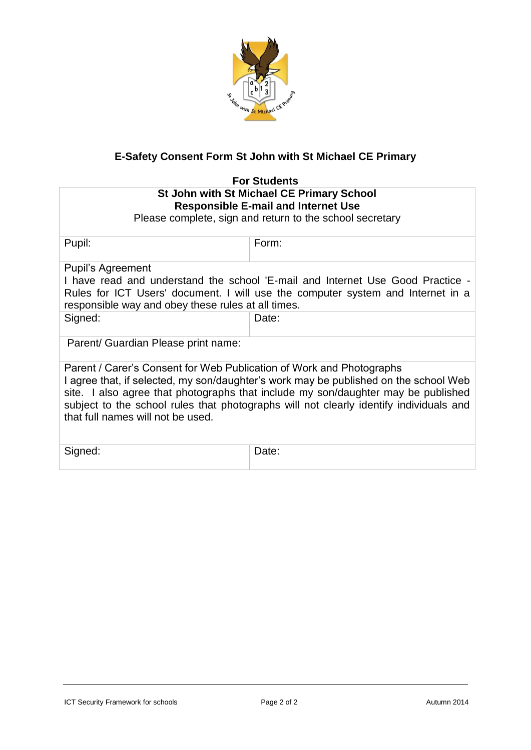## E-Safety Consent Form St John with St Michael CE Primary

**For Students**

| | |
|---|---|
| **St John with St Michael CE Primary School**<br>**Responsible E-mail and Internet Use**<br>Please complete, sign and return to the school secretary | |
| Pupil: | Form: |
| Pupil's Agreement<br>I have read and understand the school 'E-mail and Internet Use Good Practice - Rules for ICT Users' document. I will use the computer system and Internet in a responsible way and obey these rules at all times. | |
| Signed: | Date: |
| Parent/ Guardian Please print name: | |
| Parent / Carer's Consent for Web Publication of Work and Photographs<br>I agree that, if selected, my son/daughter's work may be published on the school Web site. I also agree that photographs that include my son/daughter may be published subject to the school rules that photographs will not clearly identify individuals and that full names will not be used. | |
| Signed: | Date: |